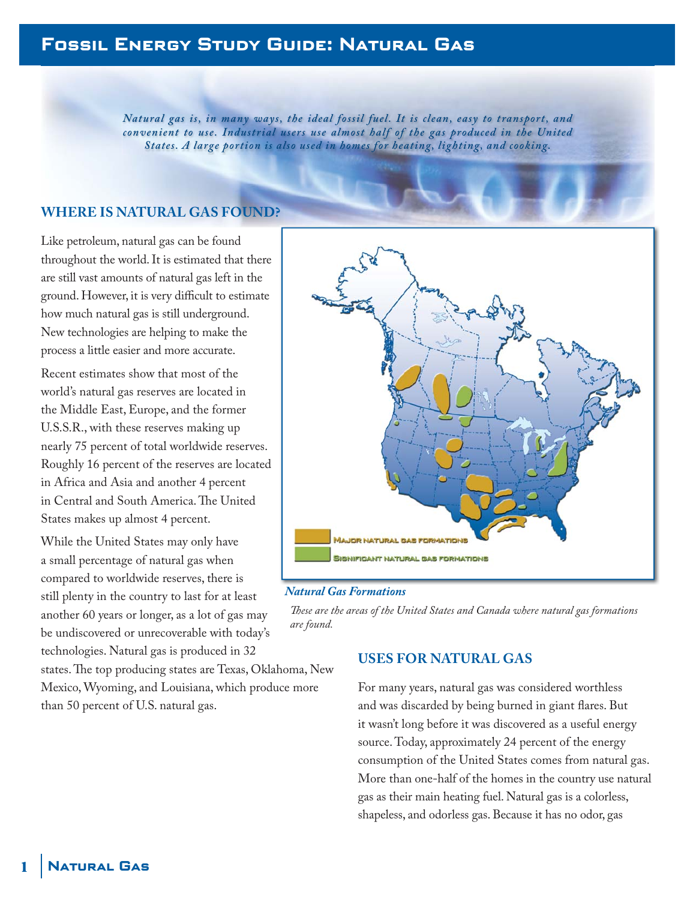# Fossil Energy Study Guide: Natural Gas

*Natural gas is, in many ways, the ideal fossil fuel. It is clean, easy to transport, and convenient to use. Industrial users use almost half of the gas produced in the United States. A large portion is also used in homes for heating, lighting, and cooking.*

## WHERE IS NATURAL GAS FOUND?

Like petroleum, natural gas can be found throughout the world. It is estimated that there are still vast amounts of natural gas left in the ground. However, it is very difficult to estimate how much natural gas is still underground. New technologies are helping to make the process a little easier and more accurate.

Recent estimates show that most of the world's natural gas reserves are located in the Middle East, Europe, and the former U.S.S.R., with these reserves making up nearly 75 percent of total worldwide reserves. Roughly 16 percent of the reserves are located in Africa and Asia and another 4 percent in Central and South America. The United States makes up almost 4 percent.

While the United States may only have a small percentage of natural gas when compared to worldwide reserves, there is still plenty in the country to last for at least another 60 years or longer, as a lot of gas may be undiscovered or unrecoverable with today's technologies. Natural gas is produced in 32 states. The top producing states are Texas, Oklahoma, New Mexico, Wyoming, and Louisiana, which produce more than 50 percent of U.S. natural gas.

Major natural gas formations

Significant natural gas formations

***Natural Gas Formations***

*These are the areas of the United States and Canada where natural gas formations are found.*

## USES FOR NATURAL GAS

For many years, natural gas was considered worthless and was discarded by being burned in giant flares. But it wasn't long before it was discovered as a useful energy source. Today, approximately 24 percent of the energy consumption of the United States comes from natural gas. More than one-half of the homes in the country use natural gas as their main heating fuel. Natural gas is a colorless, shapeless, and odorless gas. Because it has no odor, gas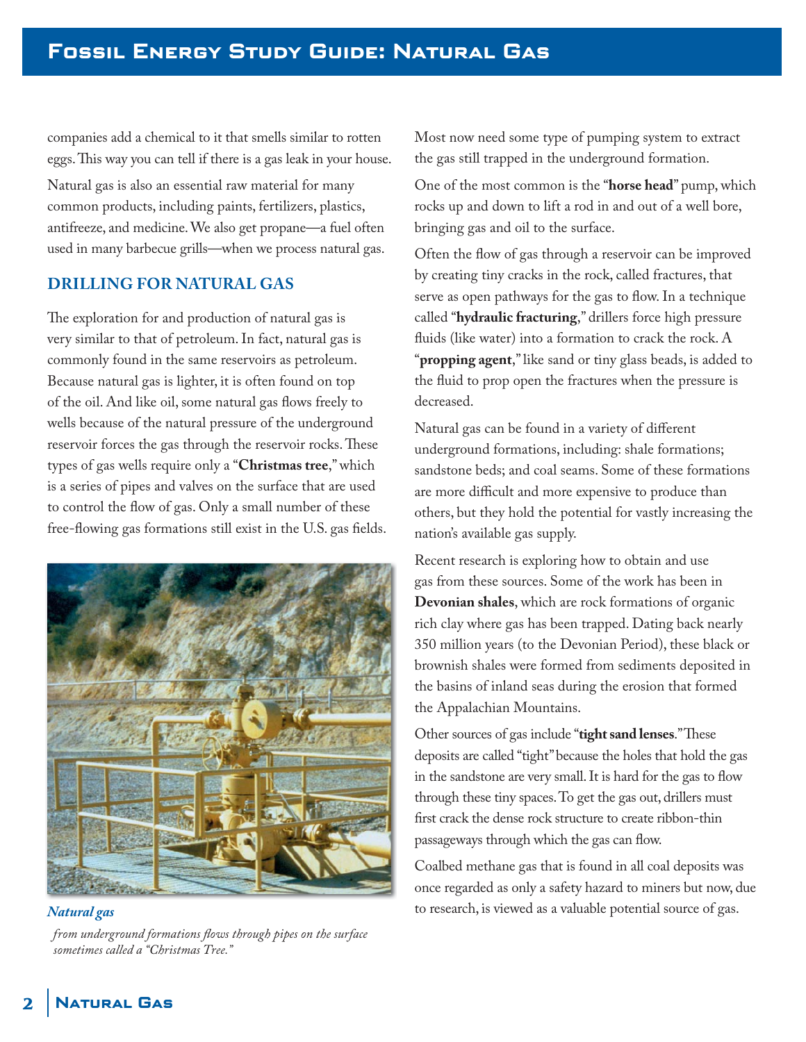companies add a chemical to it that smells similar to rotten eggs. This way you can tell if there is a gas leak in your house.

Natural gas is also an essential raw material for many common products, including paints, fertilizers, plastics, antifreeze, and medicine. We also get propane—a fuel often used in many barbecue grills—when we process natural gas.

## DRILLING FOR NATURAL GAS

The exploration for and production of natural gas is very similar to that of petroleum. In fact, natural gas is commonly found in the same reservoirs as petroleum. Because natural gas is lighter, it is often found on top of the oil. And like oil, some natural gas flows freely to wells because of the natural pressure of the underground reservoir forces the gas through the reservoir rocks. These types of gas wells require only a "**Christmas tree**," which is a series of pipes and valves on the surface that are used to control the flow of gas. Only a small number of these free-flowing gas formations still exist in the U.S. gas fields.

***Natural gas*** *from underground formations flows through pipes on the surface sometimes called a "Christmas Tree."*

Most now need some type of pumping system to extract the gas still trapped in the underground formation.

One of the most common is the "**horse head**" pump, which rocks up and down to lift a rod in and out of a well bore, bringing gas and oil to the surface.

Often the flow of gas through a reservoir can be improved by creating tiny cracks in the rock, called fractures, that serve as open pathways for the gas to flow. In a technique called "**hydraulic fracturing**," drillers force high pressure fluids (like water) into a formation to crack the rock. A "**propping agent**," like sand or tiny glass beads, is added to the fluid to prop open the fractures when the pressure is decreased.

Natural gas can be found in a variety of different underground formations, including: shale formations; sandstone beds; and coal seams. Some of these formations are more difficult and more expensive to produce than others, but they hold the potential for vastly increasing the nation's available gas supply.

Recent research is exploring how to obtain and use gas from these sources. Some of the work has been in **Devonian shales**, which are rock formations of organic rich clay where gas has been trapped. Dating back nearly 350 million years (to the Devonian Period), these black or brownish shales were formed from sediments deposited in the basins of inland seas during the erosion that formed the Appalachian Mountains.

Other sources of gas include "**tight sand lenses**." These deposits are called "tight" because the holes that hold the gas in the sandstone are very small. It is hard for the gas to flow through these tiny spaces. To get the gas out, drillers must first crack the dense rock structure to create ribbon-thin passageways through which the gas can flow.

Coalbed methane gas that is found in all coal deposits was once regarded as only a safety hazard to miners but now, due to research, is viewed as a valuable potential source of gas.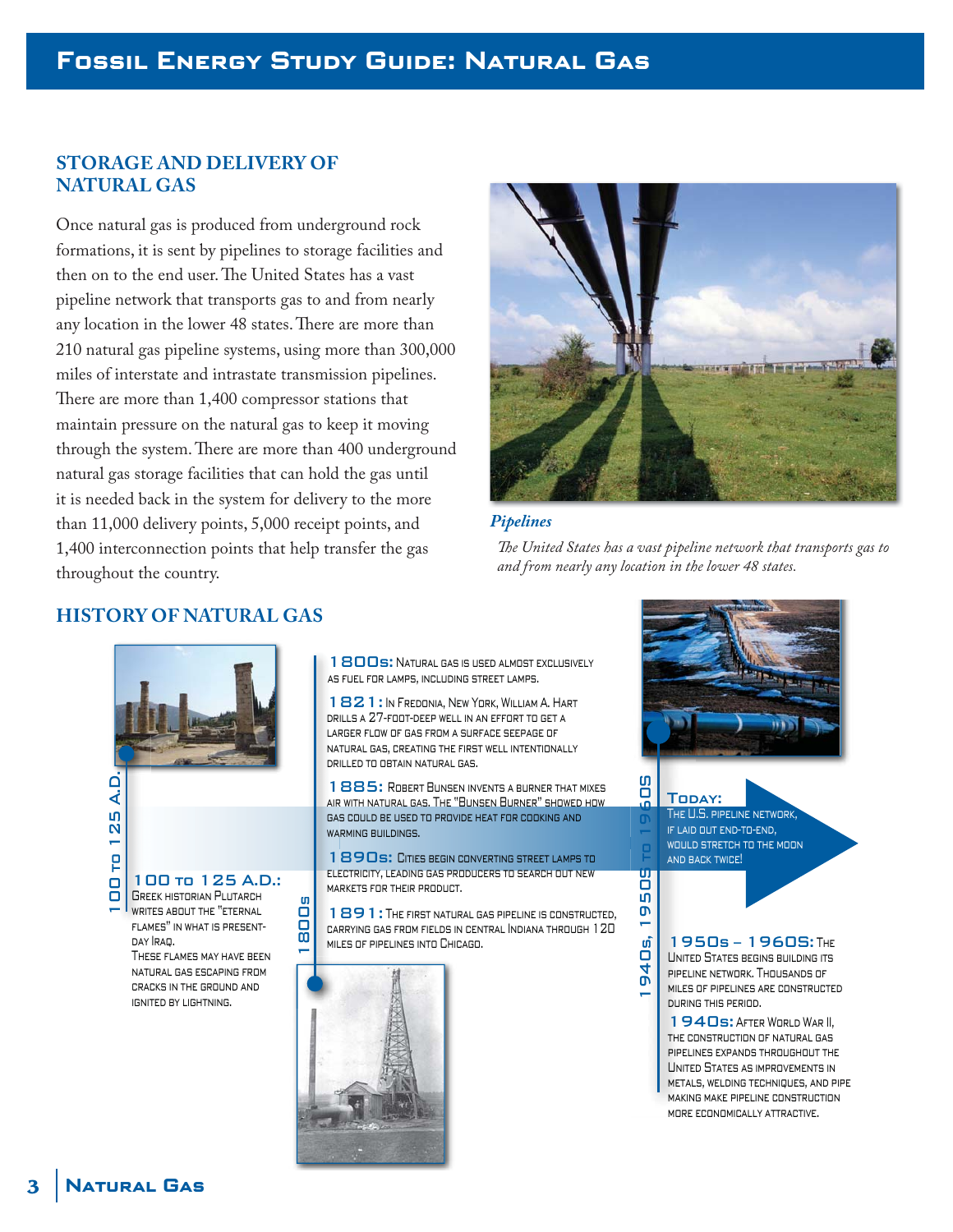## STORAGE AND DELIVERY OF NATURAL GAS

Once natural gas is produced from underground rock formations, it is sent by pipelines to storage facilities and then on to the end user. The United States has a vast pipeline network that transports gas to and from nearly any location in the lower 48 states. There are more than 210 natural gas pipeline systems, using more than 300,000 miles of interstate and intrastate transmission pipelines. There are more than 1,400 compressor stations that maintain pressure on the natural gas to keep it moving through the system. There are more than 400 underground natural gas storage facilities that can hold the gas until it is needed back in the system for delivery to the more than 11,000 delivery points, 5,000 receipt points, and 1,400 interconnection points that help transfer the gas throughout the country.

***Pipelines***

*The United States has a vast pipeline network that transports gas to and from nearly any location in the lower 48 states.*

## HISTORY OF NATURAL GAS

### 100 to 125 A.D.

**100 to 125 A.D.:** Greek historian Plutarch writes about the "eternal flames" in what is present-day Iraq. These flames may have been natural gas escaping from cracks in the ground and ignited by lightning.

### 1800s

**1800s:** Natural gas is used almost exclusively as fuel for lamps, including street lamps.

**1821:** In Fredonia, New York, William A. Hart drills a 27-foot-deep well in an effort to get a larger flow of gas from a surface seepage of natural gas, creating the first well intentionally drilled to obtain natural gas.

**1885:** Robert Bunsen invents a burner that mixes air with natural gas. The "Bunsen Burner" showed how gas could be used to provide heat for cooking and warming buildings.

**1890s:** Cities begin converting street lamps to electricity, leading gas producers to search out new markets for their product.

**1891:** The first natural gas pipeline is constructed, carrying gas from fields in central Indiana through 120 miles of pipelines into Chicago.

### 1940s, 1950s to 1960s

**1950s – 1960s:** The United States begins building its pipeline network. Thousands of miles of pipelines are constructed during this period.

**1940s:** After World War II, the construction of natural gas pipelines expands throughout the United States as improvements in metals, welding techniques, and pipe making make pipeline construction more economically attractive.

**Today:** The U.S. pipeline network, if laid out end-to-end, would stretch to the moon and back twice!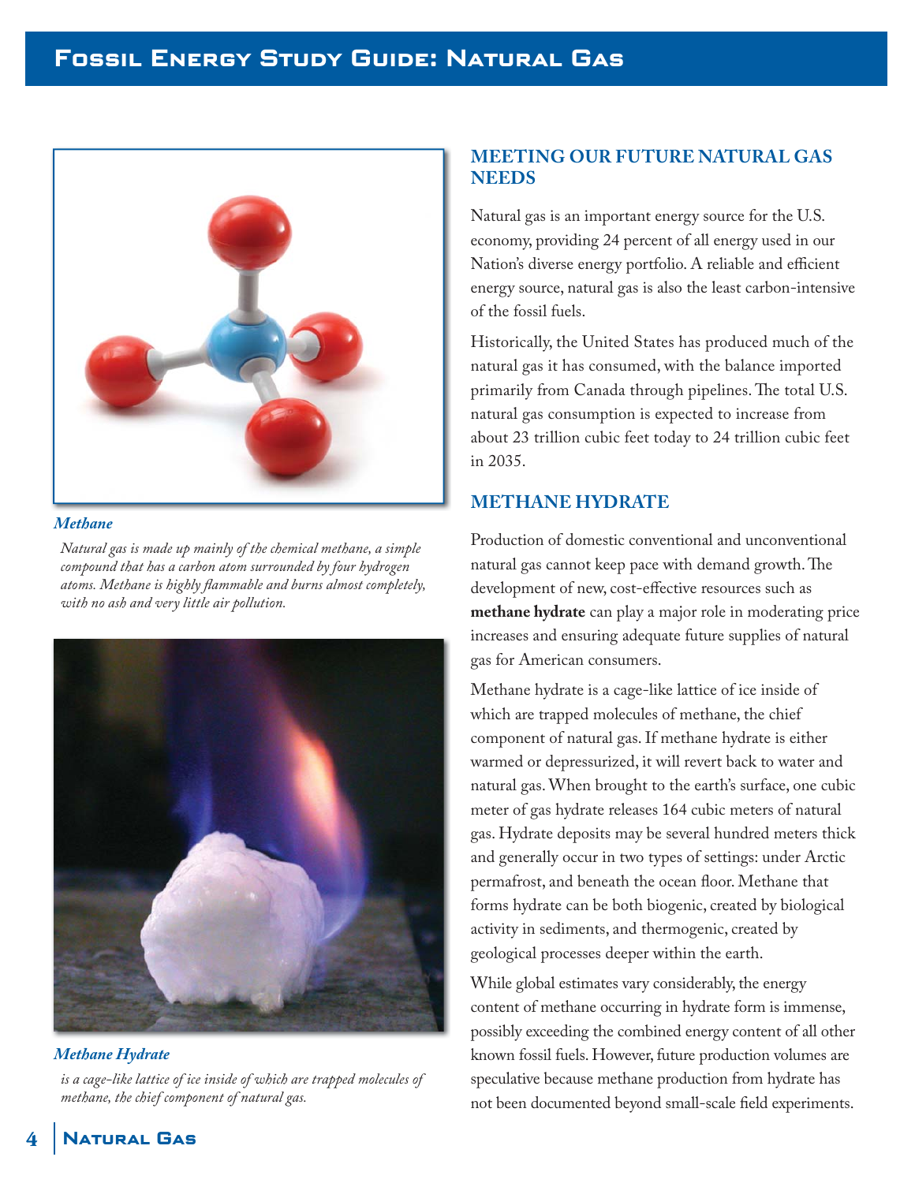*Methane*

*Natural gas is made up mainly of the chemical methane, a simple compound that has a carbon atom surrounded by four hydrogen atoms. Methane is highly flammable and burns almost completely, with no ash and very little air pollution.*

*Methane Hydrate*

*is a cage-like lattice of ice inside of which are trapped molecules of methane, the chief component of natural gas.*

## MEETING OUR FUTURE NATURAL GAS NEEDS

Natural gas is an important energy source for the U.S. economy, providing 24 percent of all energy used in our Nation's diverse energy portfolio. A reliable and efficient energy source, natural gas is also the least carbon-intensive of the fossil fuels.

Historically, the United States has produced much of the natural gas it has consumed, with the balance imported primarily from Canada through pipelines. The total U.S. natural gas consumption is expected to increase from about 23 trillion cubic feet today to 24 trillion cubic feet in 2035.

## METHANE HYDRATE

Production of domestic conventional and unconventional natural gas cannot keep pace with demand growth. The development of new, cost-effective resources such as **methane hydrate** can play a major role in moderating price increases and ensuring adequate future supplies of natural gas for American consumers.

Methane hydrate is a cage-like lattice of ice inside of which are trapped molecules of methane, the chief component of natural gas. If methane hydrate is either warmed or depressurized, it will revert back to water and natural gas. When brought to the earth's surface, one cubic meter of gas hydrate releases 164 cubic meters of natural gas. Hydrate deposits may be several hundred meters thick and generally occur in two types of settings: under Arctic permafrost, and beneath the ocean floor. Methane that forms hydrate can be both biogenic, created by biological activity in sediments, and thermogenic, created by geological processes deeper within the earth.

While global estimates vary considerably, the energy content of methane occurring in hydrate form is immense, possibly exceeding the combined energy content of all other known fossil fuels. However, future production volumes are speculative because methane production from hydrate has not been documented beyond small-scale field experiments.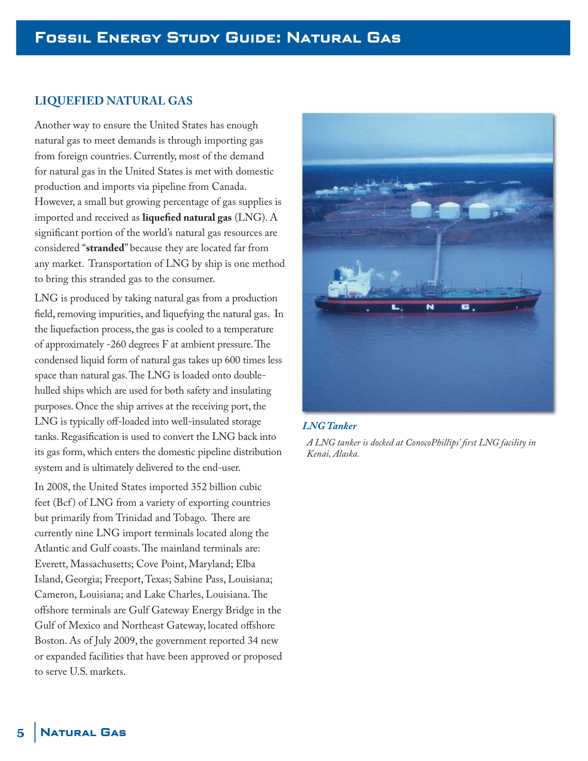## LIQUEFIED NATURAL GAS

Another way to ensure the United States has enough natural gas to meet demands is through importing gas from foreign countries. Currently, most of the demand for natural gas in the United States is met with domestic production and imports via pipeline from Canada. However, a small but growing percentage of gas supplies is imported and received as **liquefied natural gas** (LNG). A significant portion of the world's natural gas resources are considered "**stranded**" because they are located far from any market. Transportation of LNG by ship is one method to bring this stranded gas to the consumer.

LNG is produced by taking natural gas from a production field, removing impurities, and liquefying the natural gas. In the liquefaction process, the gas is cooled to a temperature of approximately -260 degrees F at ambient pressure. The condensed liquid form of natural gas takes up 600 times less space than natural gas. The LNG is loaded onto double-hulled ships which are used for both safety and insulating purposes. Once the ship arrives at the receiving port, the LNG is typically off-loaded into well-insulated storage tanks. Regasification is used to convert the LNG back into its gas form, which enters the domestic pipeline distribution system and is ultimately delivered to the end-user.

In 2008, the United States imported 352 billion cubic feet (Bcf) of LNG from a variety of exporting countries but primarily from Trinidad and Tobago. There are currently nine LNG import terminals located along the Atlantic and Gulf coasts. The mainland terminals are: Everett, Massachusetts; Cove Point, Maryland; Elba Island, Georgia; Freeport, Texas; Sabine Pass, Louisiana; Cameron, Louisiana; and Lake Charles, Louisiana. The offshore terminals are Gulf Gateway Energy Bridge in the Gulf of Mexico and Northeast Gateway, located offshore Boston. As of July 2009, the government reported 34 new or expanded facilities that have been approved or proposed to serve U.S. markets.

***LNG Tanker***

*A LNG tanker is docked at ConocoPhillips' first LNG facility in Kenai, Alaska.*